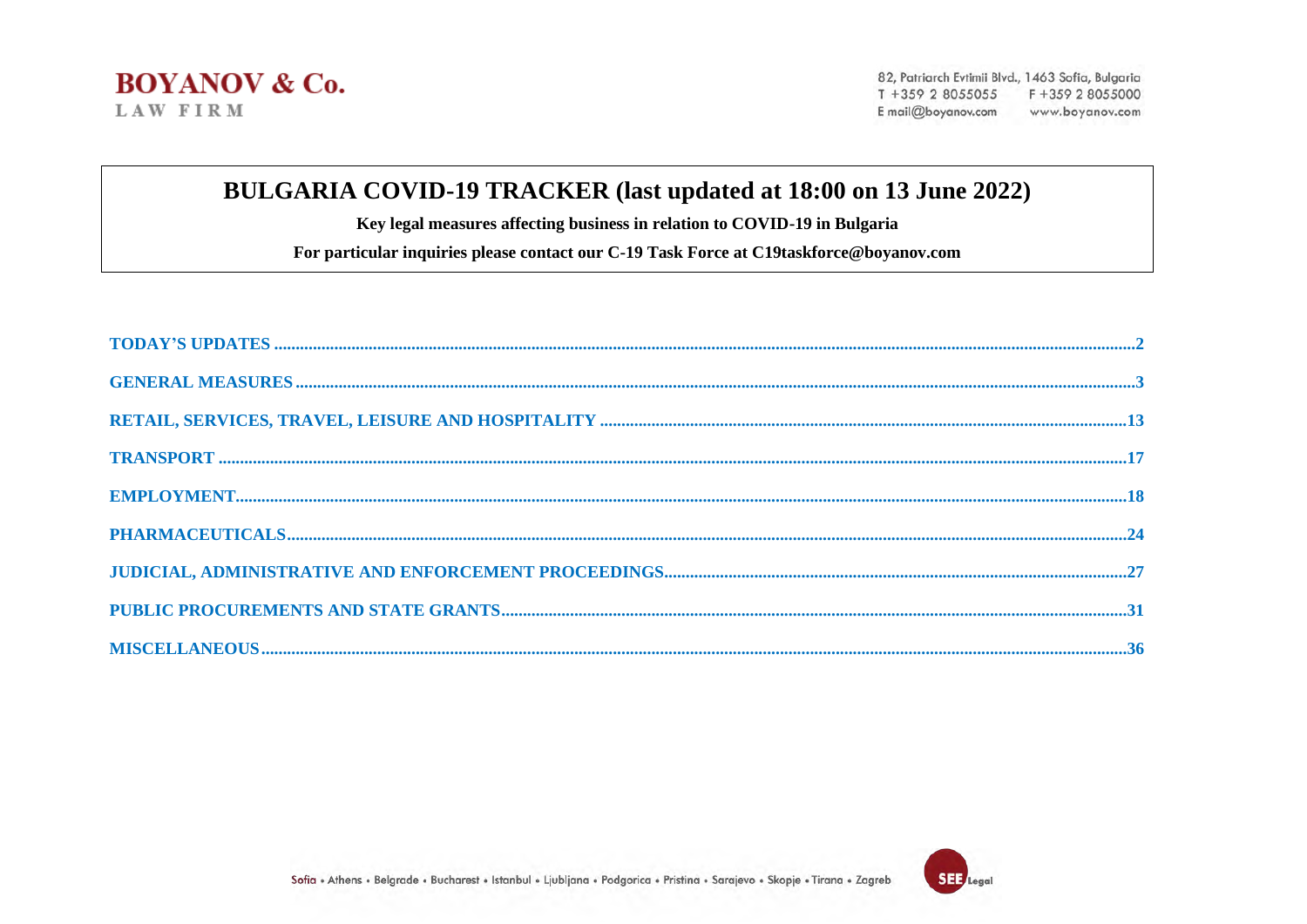**BOYANOV & Co.**
**LAW FIRM**

82, Patriarch Evtimii Blvd., 1463 Sofia, Bulgaria
T +359 2 8055055 F +359 2 8055000
E mail@boyanov.com www.boyanov.com

# BULGARIA COVID-19 TRACKER (last updated at 18:00 on 13 June 2022)

**Key legal measures affecting business in relation to COVID-19 in Bulgaria**

**For particular inquiries please contact our C-19 Task Force at C19taskforce@boyanov.com**

- TODAY'S UPDATES ..... 2
- GENERAL MEASURES ..... 3
- RETAIL, SERVICES, TRAVEL, LEISURE AND HOSPITALITY ..... 13
- TRANSPORT ..... 17
- EMPLOYMENT ..... 18
- PHARMACEUTICALS ..... 24
- JUDICIAL, ADMINISTRATIVE AND ENFORCEMENT PROCEEDINGS ..... 27
- PUBLIC PROCUREMENTS AND STATE GRANTS ..... 31
- MISCELLANEOUS ..... 36

Sofia • Athens • Belgrade • Bucharest • Istanbul • Ljubljana • Podgorica • Pristina • Sarajevo • Skopje • Tirana • Zagreb

SEE Legal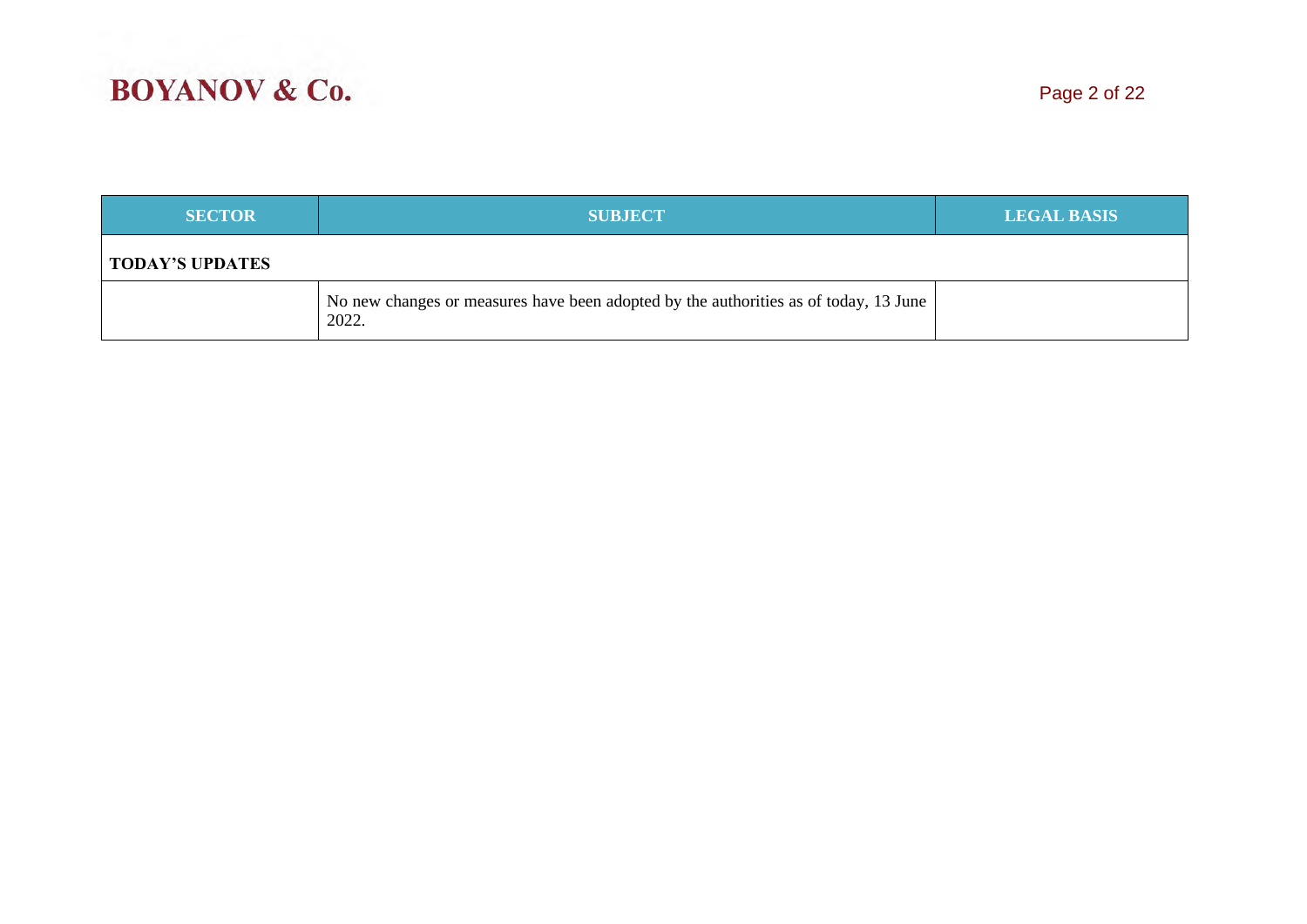| SECTOR | SUBJECT | LEGAL BASIS |
|---|---|---|
| **TODAY'S UPDATES** | | |
| | No new changes or measures have been adopted by the authorities as of today, 13 June 2022. | |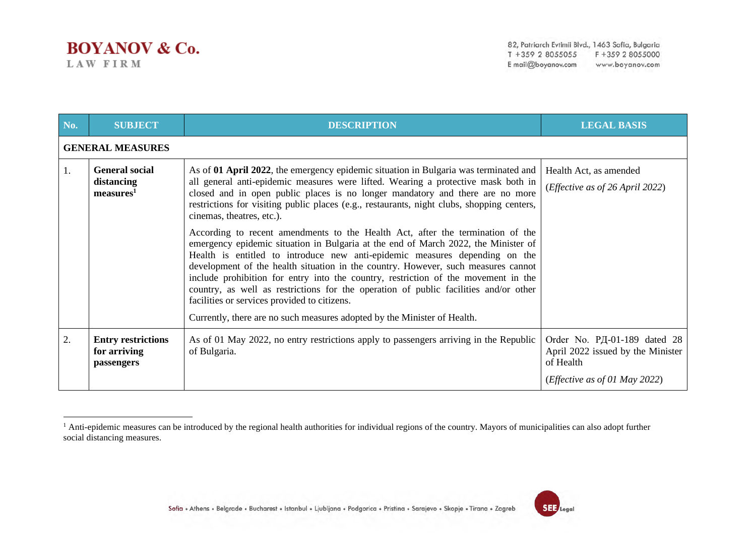| No. | SUBJECT | DESCRIPTION | LEGAL BASIS |
|---|---|---|---|
| **GENERAL MEASURES** | | | |
| 1. | **General social distancing measures**[1] | As of **01 April 2022**, the emergency epidemic situation in Bulgaria was terminated and all general anti-epidemic measures were lifted. Wearing a protective mask both in closed and in open public places is no longer mandatory and there are no more restrictions for visiting public places (e.g., restaurants, night clubs, shopping centers, cinemas, theatres, etc.).<br><br>According to recent amendments to the Health Act, after the termination of the emergency epidemic situation in Bulgaria at the end of March 2022, the Minister of Health is entitled to introduce new anti-epidemic measures depending on the development of the health situation in the country. However, such measures cannot include prohibition for entry into the country, restriction of the movement in the country, as well as restrictions for the operation of public facilities and/or other facilities or services provided to citizens.<br><br>Currently, there are no such measures adopted by the Minister of Health. | Health Act, as amended<br><br>(*Effective as of 26 April 2022*) |
| 2. | **Entry restrictions for arriving passengers** | As of 01 May 2022, no entry restrictions apply to passengers arriving in the Republic of Bulgaria. | Order No. РД-01-189 dated 28 April 2022 issued by the Minister of Health<br><br>(*Effective as of 01 May 2022*) |

[1] Anti-epidemic measures can be introduced by the regional health authorities for individual regions of the country. Mayors of municipalities can also adopt further social distancing measures.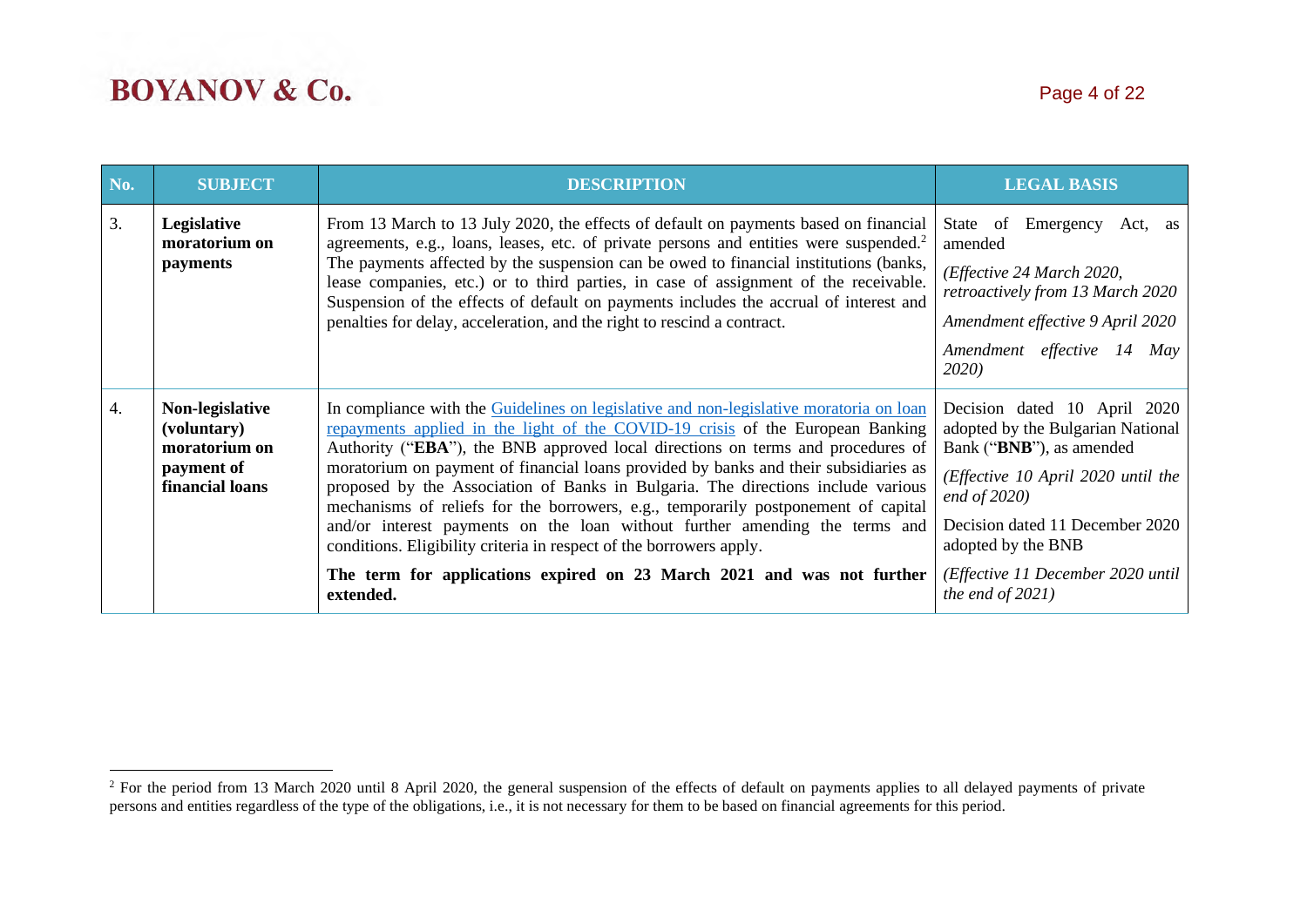| No. | SUBJECT | DESCRIPTION | LEGAL BASIS |
|---|---|---|---|
| 3. | **Legislative moratorium on payments** | From 13 March to 13 July 2020, the effects of default on payments based on financial agreements, e.g., loans, leases, etc. of private persons and entities were suspended.[2] The payments affected by the suspension can be owed to financial institutions (banks, lease companies, etc.) or to third parties, in case of assignment of the receivable. Suspension of the effects of default on payments includes the accrual of interest and penalties for delay, acceleration, and the right to rescind a contract. | State of Emergency Act, as amended<br>*(Effective 24 March 2020, retroactively from 13 March 2020*<br>*Amendment effective 9 April 2020*<br>*Amendment effective 14 May 2020)* |
| 4. | **Non-legislative (voluntary) moratorium on payment of financial loans** | In compliance with the [Guidelines on legislative and non-legislative moratoria on loan repayments applied in the light of the COVID-19 crisis]() of the European Banking Authority ("**EBA**"), the BNB approved local directions on terms and procedures of moratorium on payment of financial loans provided by banks and their subsidiaries as proposed by the Association of Banks in Bulgaria. The directions include various mechanisms of reliefs for the borrowers, e.g., temporarily postponement of capital and/or interest payments on the loan without further amending the terms and conditions. Eligibility criteria in respect of the borrowers apply.<br>**The term for applications expired on 23 March 2021 and was not further extended.** | Decision dated 10 April 2020 adopted by the Bulgarian National Bank ("**BNB**"), as amended<br>*(Effective 10 April 2020 until the end of 2020)*<br>Decision dated 11 December 2020 adopted by the BNB<br>*(Effective 11 December 2020 until the end of 2021)* |

[2] For the period from 13 March 2020 until 8 April 2020, the general suspension of the effects of default on payments applies to all delayed payments of private persons and entities regardless of the type of the obligations, i.e., it is not necessary for them to be based on financial agreements for this period.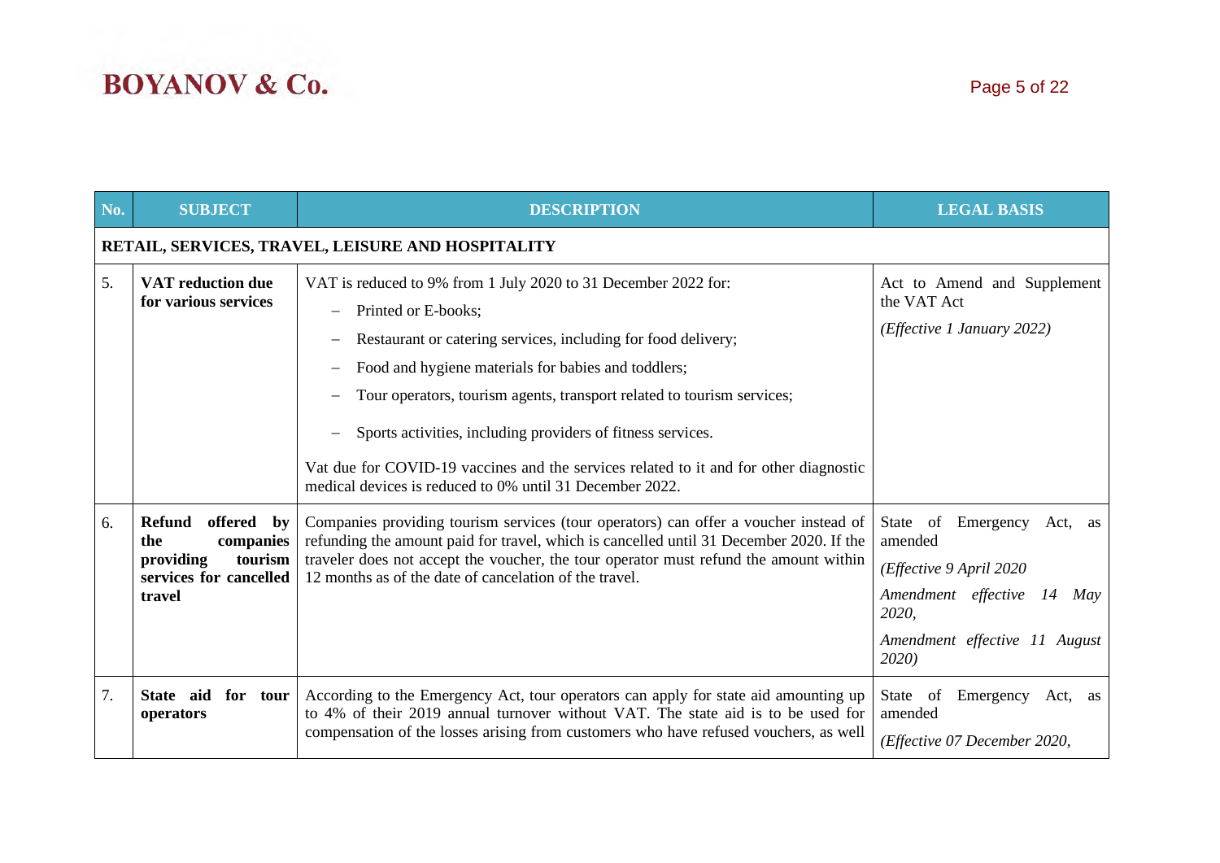| No. | SUBJECT | DESCRIPTION | LEGAL BASIS |
|---|---|---|---|
| **RETAIL, SERVICES, TRAVEL, LEISURE AND HOSPITALITY** | | | |
| 5. | **VAT reduction due for various services** | VAT is reduced to 9% from 1 July 2020 to 31 December 2022 for:<br>– Printed or E-books;<br>– Restaurant or catering services, including for food delivery;<br>– Food and hygiene materials for babies and toddlers;<br>– Tour operators, tourism agents, transport related to tourism services;<br>– Sports activities, including providers of fitness services.<br>Vat due for COVID-19 vaccines and the services related to it and for other diagnostic medical devices is reduced to 0% until 31 December 2022. | Act to Amend and Supplement the VAT Act<br>*(Effective 1 January 2022)* |
| 6. | **Refund offered by the companies providing tourism services for cancelled travel** | Companies providing tourism services (tour operators) can offer a voucher instead of refunding the amount paid for travel, which is cancelled until 31 December 2020. If the traveler does not accept the voucher, the tour operator must refund the amount within 12 months as of the date of cancelation of the travel. | State of Emergency Act, as amended<br>*(Effective 9 April 2020*<br>*Amendment effective 14 May 2020,*<br>*Amendment effective 11 August 2020)* |
| 7. | **State aid for tour operators** | According to the Emergency Act, tour operators can apply for state aid amounting up to 4% of their 2019 annual turnover without VAT. The state aid is to be used for compensation of the losses arising from customers who have refused vouchers, as well | State of Emergency Act, as amended<br>*(Effective 07 December 2020,* |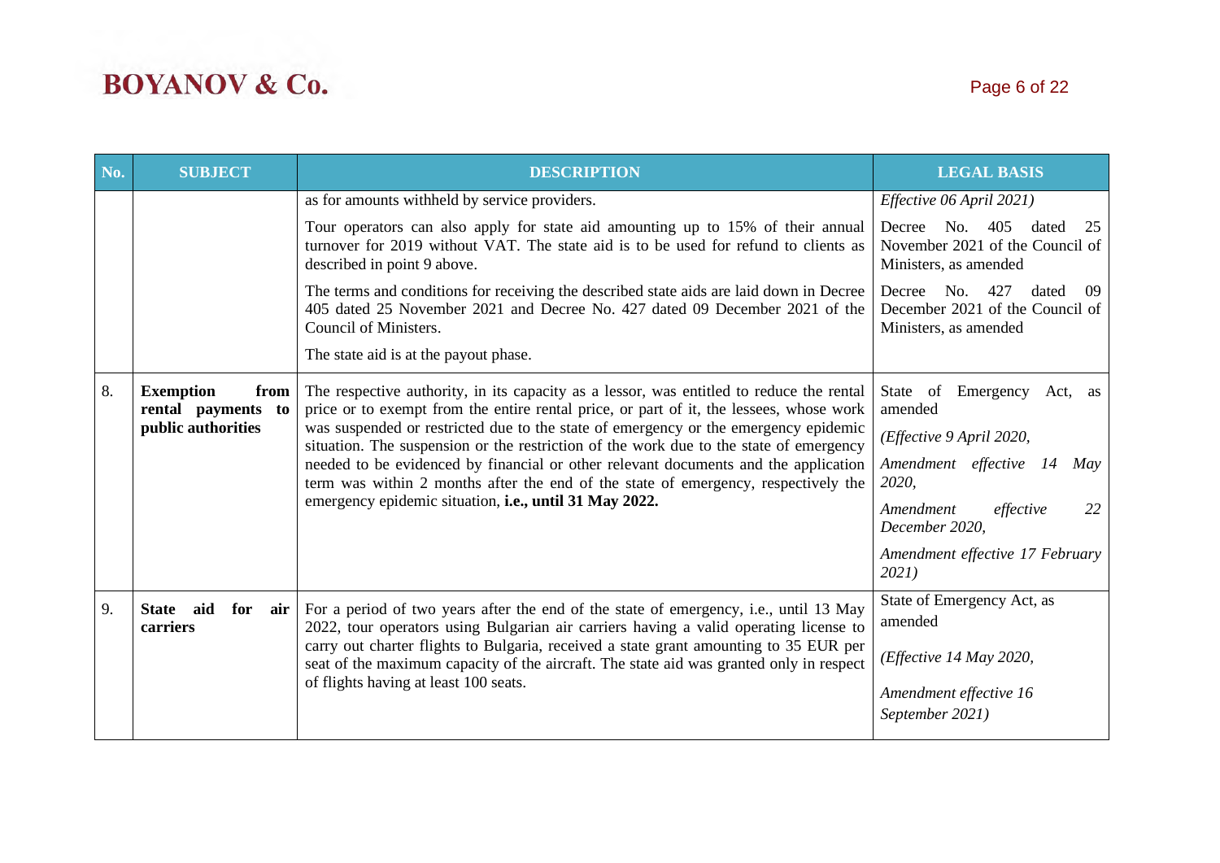| No. | SUBJECT | DESCRIPTION | LEGAL BASIS |
| --- | --- | --- | --- |
| | | as for amounts withheld by service providers.<br><br>Tour operators can also apply for state aid amounting up to 15% of their annual turnover for 2019 without VAT. The state aid is to be used for refund to clients as described in point 9 above.<br><br>The terms and conditions for receiving the described state aids are laid down in Decree 405 dated 25 November 2021 and Decree No. 427 dated 09 December 2021 of the Council of Ministers.<br><br>The state aid is at the payout phase. | *Effective 06 April 2021)*<br><br>Decree No. 405 dated 25 November 2021 of the Council of Ministers, as amended<br><br>Decree No. 427 dated 09 December 2021 of the Council of Ministers, as amended |
| 8. | **Exemption from rental payments to public authorities** | The respective authority, in its capacity as a lessor, was entitled to reduce the rental price or to exempt from the entire rental price, or part of it, the lessees, whose work was suspended or restricted due to the state of emergency or the emergency epidemic situation. The suspension or the restriction of the work due to the state of emergency needed to be evidenced by financial or other relevant documents and the application term was within 2 months after the end of the state of emergency, respectively the emergency epidemic situation, **i.e., until 31 May 2022.** | State of Emergency Act, as amended<br><br>*(Effective 9 April 2020,*<br><br>*Amendment effective 14 May 2020,*<br><br>*Amendment effective 22 December 2020,*<br><br>*Amendment effective 17 February 2021)* |
| 9. | **State aid for air carriers** | For a period of two years after the end of the state of emergency, i.e., until 13 May 2022, tour operators using Bulgarian air carriers having a valid operating license to carry out charter flights to Bulgaria, received a state grant amounting to 35 EUR per seat of the maximum capacity of the aircraft. The state aid was granted only in respect of flights having at least 100 seats. | State of Emergency Act, as amended<br><br>*(Effective 14 May 2020,*<br><br>*Amendment effective 16 September 2021)* |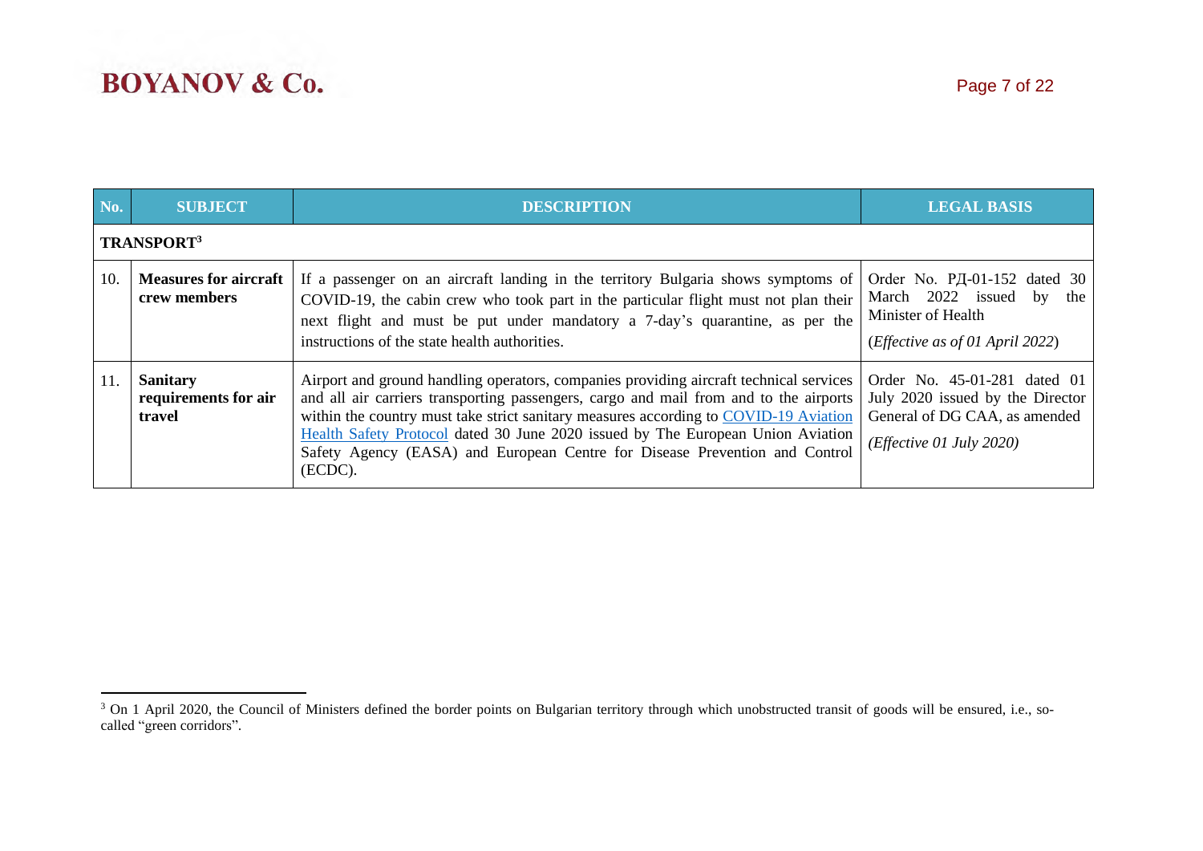| No. | SUBJECT | DESCRIPTION | LEGAL BASIS |
|---|---|---|---|
| **TRANSPORT[3]** | | | |
| 10. | **Measures for aircraft crew members** | If a passenger on an aircraft landing in the territory Bulgaria shows symptoms of COVID-19, the cabin crew who took part in the particular flight must not plan their next flight and must be put under mandatory a 7-day's quarantine, as per the instructions of the state health authorities. | Order No. РД-01-152 dated 30 March 2022 issued by the Minister of Health<br><br>(*Effective as of 01 April 2022*) |
| 11. | **Sanitary requirements for air travel** | Airport and ground handling operators, companies providing aircraft technical services and all air carriers transporting passengers, cargo and mail from and to the airports within the country must take strict sanitary measures according to COVID-19 Aviation Health Safety Protocol dated 30 June 2020 issued by The European Union Aviation Safety Agency (EASA) and European Centre for Disease Prevention and Control (ECDC). | Order No. 45-01-281 dated 01 July 2020 issued by the Director General of DG CAA, as amended<br><br>*(Effective 01 July 2020)* |

[3] On 1 April 2020, the Council of Ministers defined the border points on Bulgarian territory through which unobstructed transit of goods will be ensured, i.e., so-called "green corridors".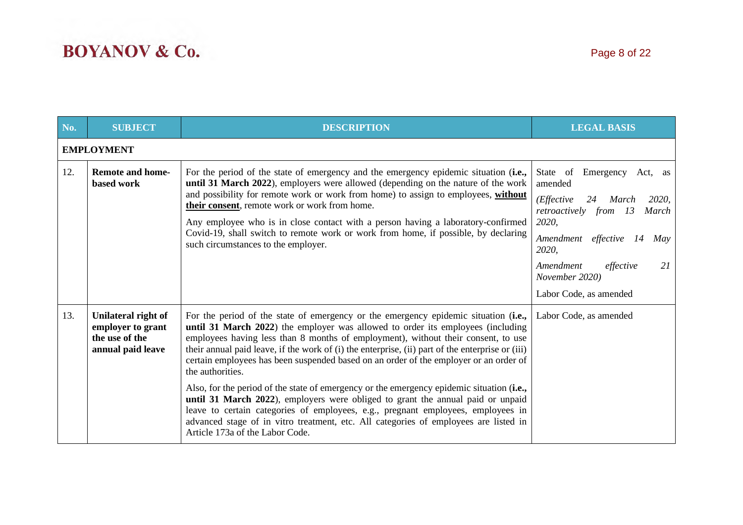| No. | SUBJECT | DESCRIPTION | LEGAL BASIS |
|---|---|---|---|
| **EMPLOYMENT** | | | |
| 12. | **Remote and home-based work** | For the period of the state of emergency and the emergency epidemic situation (**i.e., until 31 March 2022**), employers were allowed (depending on the nature of the work and possibility for remote work or work from home) to assign to employees, <u>**without their consent**</u>, remote work or work from home.<br><br>Any employee who is in close contact with a person having a laboratory-confirmed Covid-19, shall switch to remote work or work from home, if possible, by declaring such circumstances to the employer. | State of Emergency Act, as amended<br><br>*(Effective 24 March 2020, retroactively from 13 March 2020,*<br><br>*Amendment effective 14 May 2020,*<br><br>*Amendment effective 21 November 2020)*<br><br>Labor Code, as amended |
| 13. | **Unilateral right of employer to grant the use of the annual paid leave** | For the period of the state of emergency or the emergency epidemic situation (**i.e., until 31 March 2022**) the employer was allowed to order its employees (including employees having less than 8 months of employment), without their consent, to use their annual paid leave, if the work of (i) the enterprise, (ii) part of the enterprise or (iii) certain employees has been suspended based on an order of the employer or an order of the authorities.<br><br>Also, for the period of the state of emergency or the emergency epidemic situation (**i.e., until 31 March 2022**), employers were obliged to grant the annual paid or unpaid leave to certain categories of employees, e.g., pregnant employees, employees in advanced stage of in vitro treatment, etc. All categories of employees are listed in Article 173a of the Labor Code. | Labor Code, as amended |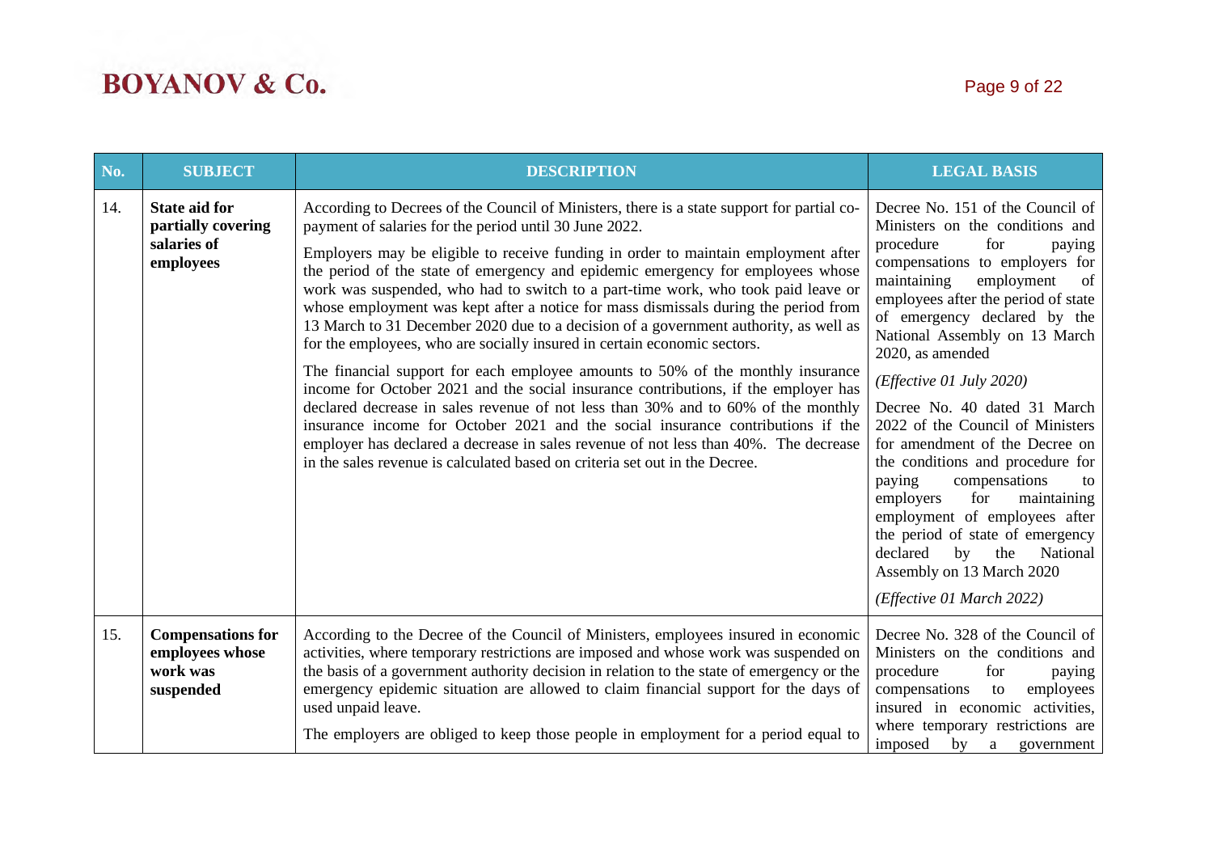| No. | SUBJECT | DESCRIPTION | LEGAL BASIS |
|---|---|---|---|
| 14. | **State aid for partially covering salaries of employees** | According to Decrees of the Council of Ministers, there is a state support for partial co-payment of salaries for the period until 30 June 2022.<br><br>Employers may be eligible to receive funding in order to maintain employment after the period of the state of emergency and epidemic emergency for employees whose work was suspended, who had to switch to a part-time work, who took paid leave or whose employment was kept after a notice for mass dismissals during the period from 13 March to 31 December 2020 due to a decision of a government authority, as well as for the employees, who are socially insured in certain economic sectors.<br><br>The financial support for each employee amounts to 50% of the monthly insurance income for October 2021 and the social insurance contributions, if the employer has declared decrease in sales revenue of not less than 30% and to 60% of the monthly insurance income for October 2021 and the social insurance contributions if the employer has declared a decrease in sales revenue of not less than 40%. The decrease in the sales revenue is calculated based on criteria set out in the Decree. | Decree No. 151 of the Council of Ministers on the conditions and procedure for paying compensations to employers for maintaining employment of employees after the period of state of emergency declared by the National Assembly on 13 March 2020, as amended<br><br>*(Effective 01 July 2020)*<br><br>Decree No. 40 dated 31 March 2022 of the Council of Ministers for amendment of the Decree on the conditions and procedure for paying compensations to employers for maintaining employment of employees after the period of state of emergency declared by the National Assembly on 13 March 2020<br><br>*(Effective 01 March 2022)* |
| 15. | **Compensations for employees whose work was suspended** | According to the Decree of the Council of Ministers, employees insured in economic activities, where temporary restrictions are imposed and whose work was suspended on the basis of a government authority decision in relation to the state of emergency or the emergency epidemic situation are allowed to claim financial support for the days of used unpaid leave.<br><br>The employers are obliged to keep those people in employment for a period equal to | Decree No. 328 of the Council of Ministers on the conditions and procedure for paying compensations to employees insured in economic activities, where temporary restrictions are imposed by a government |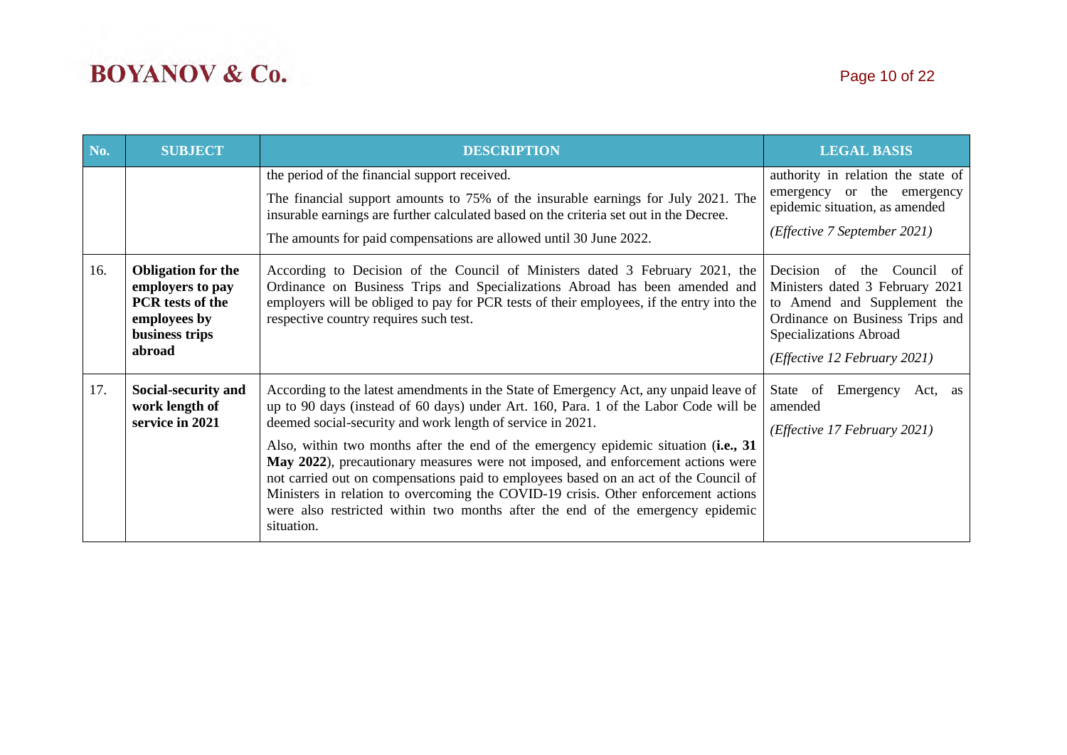| No. | SUBJECT | DESCRIPTION | LEGAL BASIS |
|---|---|---|---|
| | | the period of the financial support received.<br><br>The financial support amounts to 75% of the insurable earnings for July 2021. The insurable earnings are further calculated based on the criteria set out in the Decree.<br><br>The amounts for paid compensations are allowed until 30 June 2022. | authority in relation the state of emergency or the emergency epidemic situation, as amended<br><br>*(Effective 7 September 2021)* |
| 16. | **Obligation for the employers to pay PCR tests of the employees by business trips abroad** | According to Decision of the Council of Ministers dated 3 February 2021, the Ordinance on Business Trips and Specializations Abroad has been amended and employers will be obliged to pay for PCR tests of their employees, if the entry into the respective country requires such test. | Decision of the Council of Ministers dated 3 February 2021 to Amend and Supplement the Ordinance on Business Trips and Specializations Abroad<br><br>*(Effective 12 February 2021)* |
| 17. | **Social-security and work length of service in 2021** | According to the latest amendments in the State of Emergency Act, any unpaid leave of up to 90 days (instead of 60 days) under Art. 160, Para. 1 of the Labor Code will be deemed social-security and work length of service in 2021.<br><br>Also, within two months after the end of the emergency epidemic situation (**i.e., 31 May 2022**), precautionary measures were not imposed, and enforcement actions were not carried out on compensations paid to employees based on an act of the Council of Ministers in relation to overcoming the COVID-19 crisis. Other enforcement actions were also restricted within two months after the end of the emergency epidemic situation. | State of Emergency Act, as amended<br><br>*(Effective 17 February 2021)* |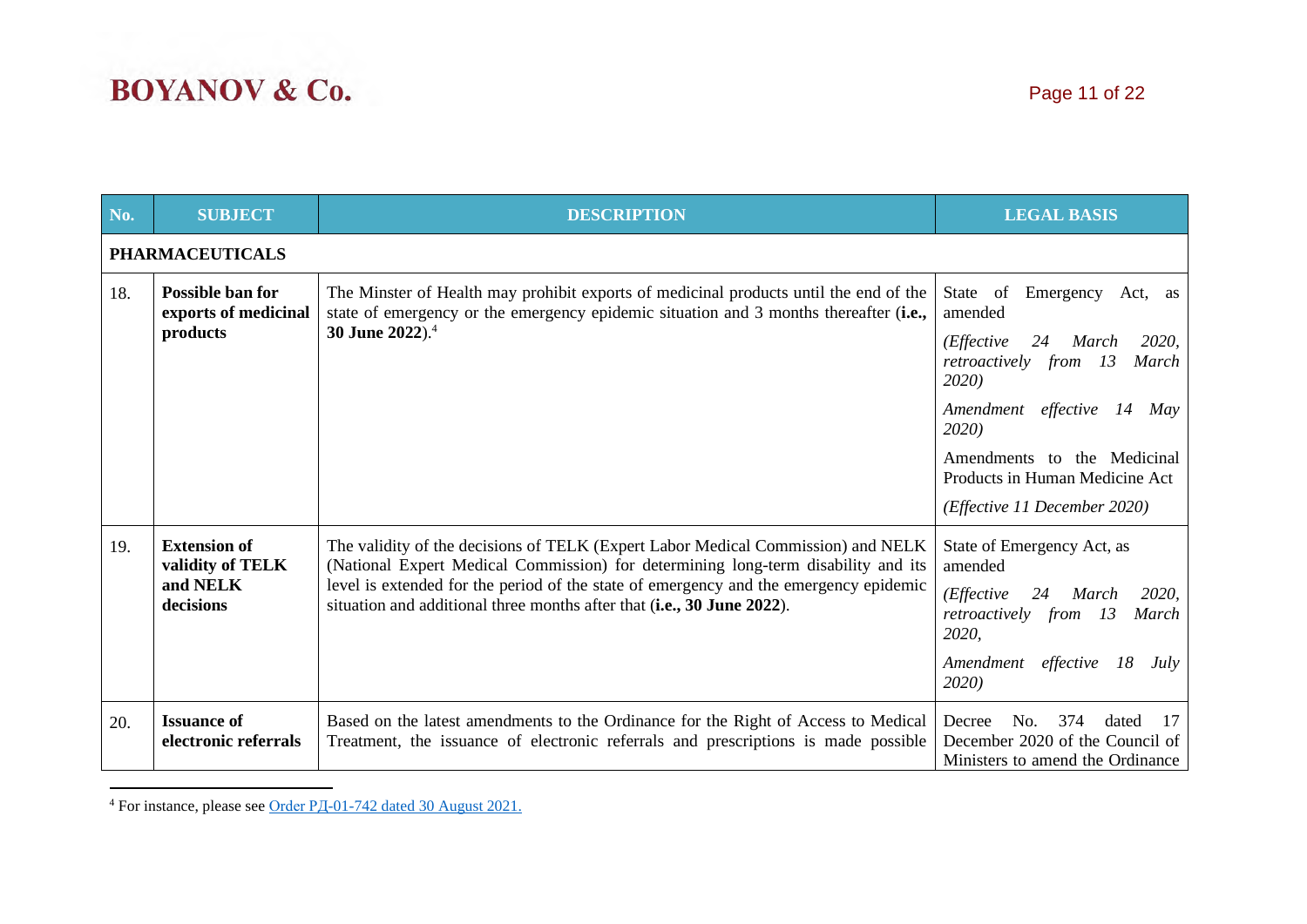| No. | SUBJECT | DESCRIPTION | LEGAL BASIS |
| --- | --- | --- | --- |
| **PHARMACEUTICALS** | | | |
| 18. | **Possible ban for exports of medicinal products** | The Minster of Health may prohibit exports of medicinal products until the end of the state of emergency or the emergency epidemic situation and 3 months thereafter (**i.e., 30 June 2022**).[4] | State of Emergency Act, as amended<br>*(Effective 24 March 2020, retroactively from 13 March 2020)*<br>*Amendment effective 14 May 2020)*<br>Amendments to the Medicinal Products in Human Medicine Act<br>*(Effective 11 December 2020)* |
| 19. | **Extension of validity of TELK and NELK decisions** | The validity of the decisions of TELK (Expert Labor Medical Commission) and NELK (National Expert Medical Commission) for determining long-term disability and its level is extended for the period of the state of emergency and the emergency epidemic situation and additional three months after that (**i.e., 30 June 2022**). | State of Emergency Act, as amended<br>*(Effective 24 March 2020, retroactively from 13 March 2020,*<br>*Amendment effective 18 July 2020)* |
| 20. | **Issuance of electronic referrals** | Based on the latest amendments to the Ordinance for the Right of Access to Medical Treatment, the issuance of electronic referrals and prescriptions is made possible | Decree No. 374 dated 17 December 2020 of the Council of Ministers to amend the Ordinance |

[4] For instance, please see Order РД-01-742 dated 30 August 2021.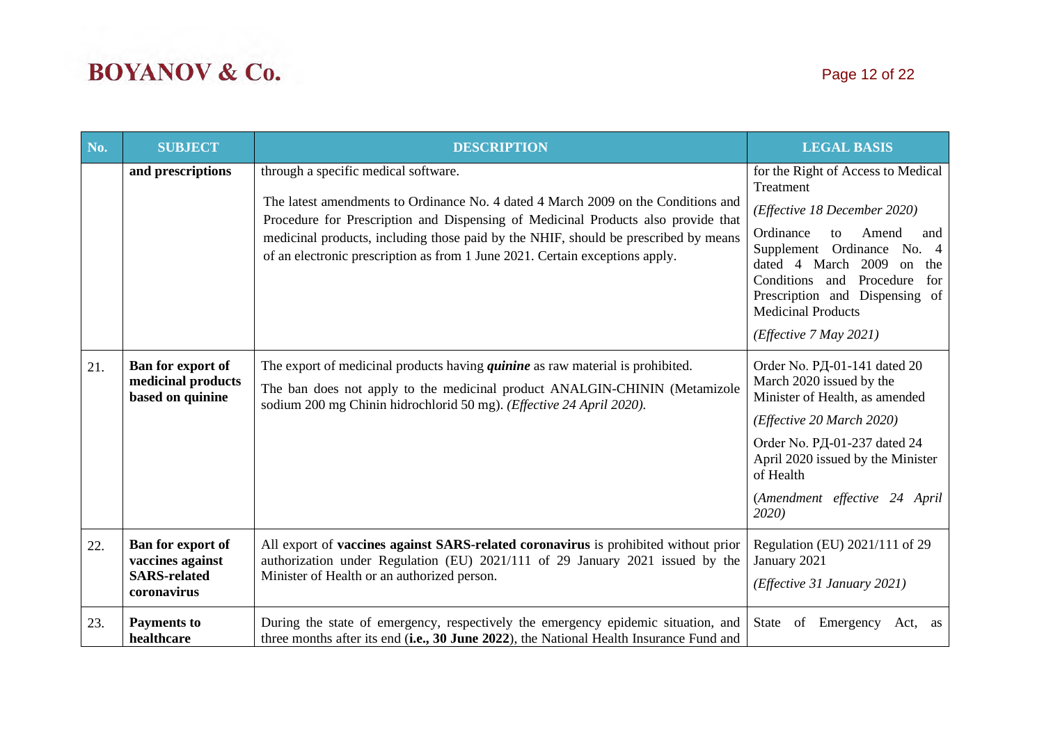| No. | SUBJECT | DESCRIPTION | LEGAL BASIS |
|---|---|---|---|
| | **and prescriptions** | through a specific medical software.<br><br>The latest amendments to Ordinance No. 4 dated 4 March 2009 on the Conditions and Procedure for Prescription and Dispensing of Medicinal Products also provide that medicinal products, including those paid by the NHIF, should be prescribed by means of an electronic prescription as from 1 June 2021. Certain exceptions apply. | for the Right of Access to Medical Treatment<br><br>*(Effective 18 December 2020)*<br><br>Ordinance to Amend and Supplement Ordinance No. 4 dated 4 March 2009 on the Conditions and Procedure for Prescription and Dispensing of Medicinal Products<br><br>*(Effective 7 May 2021)* |
| 21. | **Ban for export of medicinal products based on quinine** | The export of medicinal products having ***quinine*** as raw material is prohibited.<br><br>The ban does not apply to the medicinal product ANALGIN-CHININ (Metamizole sodium 200 mg Chinin hidrochlorid 50 mg). *(Effective 24 April 2020).* | Order No. РД-01-141 dated 20 March 2020 issued by the Minister of Health, as amended<br><br>*(Effective 20 March 2020)*<br><br>Order No. РД-01-237 dated 24 April 2020 issued by the Minister of Health<br><br>(*Amendment effective 24 April 2020)* |
| 22. | **Ban for export of vaccines against SARS-related coronavirus** | All export of **vaccines against SARS-related coronavirus** is prohibited without prior authorization under Regulation (EU) 2021/111 of 29 January 2021 issued by the Minister of Health or an authorized person. | Regulation (EU) 2021/111 of 29 January 2021<br><br>*(Effective 31 January 2021)* |
| 23. | **Payments to healthcare** | During the state of emergency, respectively the emergency epidemic situation, and three months after its end (**i.e., 30 June 2022**), the National Health Insurance Fund and | State of Emergency Act, as |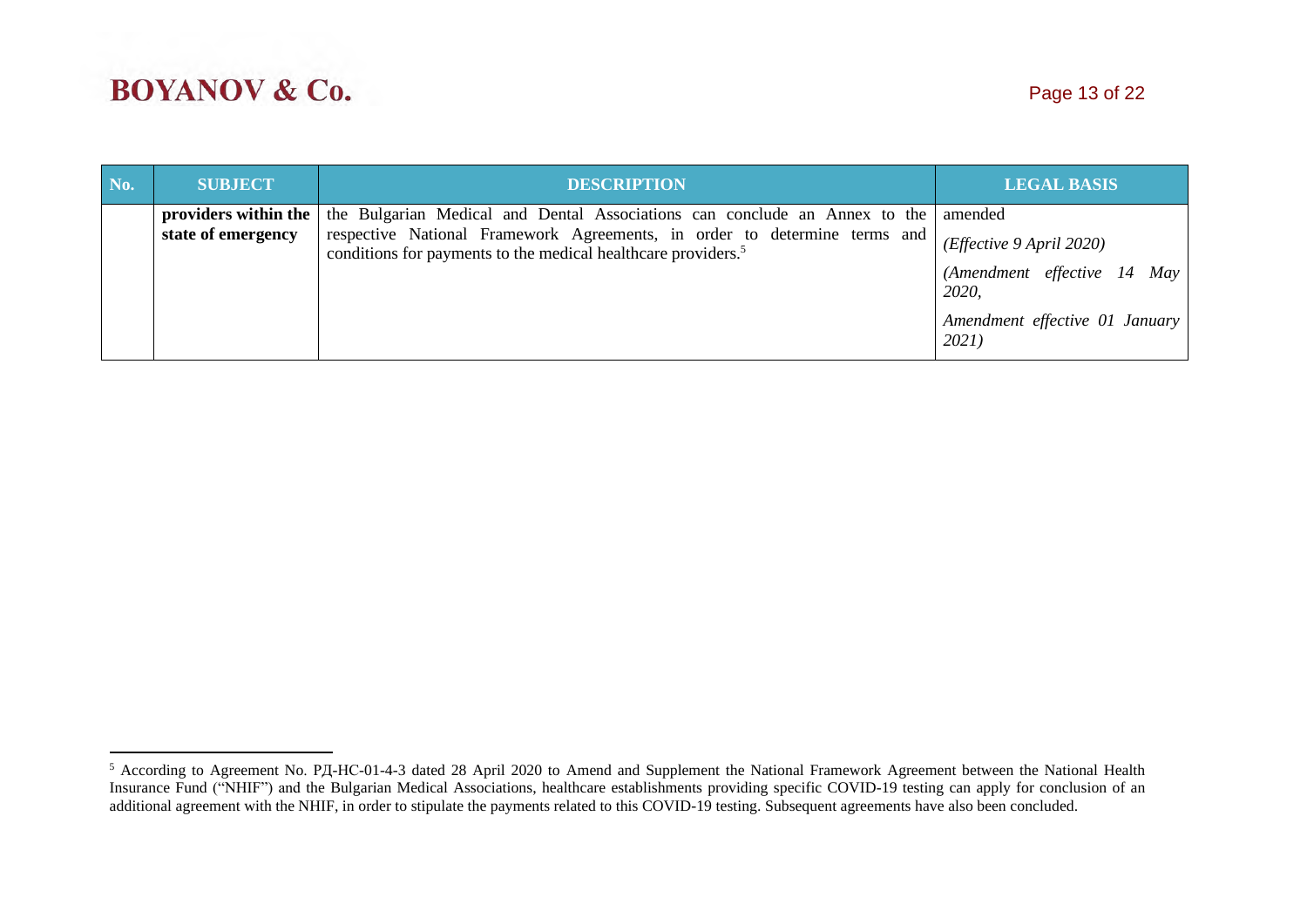| No. | SUBJECT | DESCRIPTION | LEGAL BASIS |
|---|---|---|---|
| | **providers within the state of emergency** | the Bulgarian Medical and Dental Associations can conclude an Annex to the respective National Framework Agreements, in order to determine terms and conditions for payments to the medical healthcare providers.[5] | amended<br>*(Effective 9 April 2020)*<br>*(Amendment effective 14 May 2020,*<br>*Amendment effective 01 January 2021)* |

[5] According to Agreement No. РД-НС-01-4-3 dated 28 April 2020 to Amend and Supplement the National Framework Agreement between the National Health Insurance Fund ("NHIF") and the Bulgarian Medical Associations, healthcare establishments providing specific COVID-19 testing can apply for conclusion of an additional agreement with the NHIF, in order to stipulate the payments related to this COVID-19 testing. Subsequent agreements have also been concluded.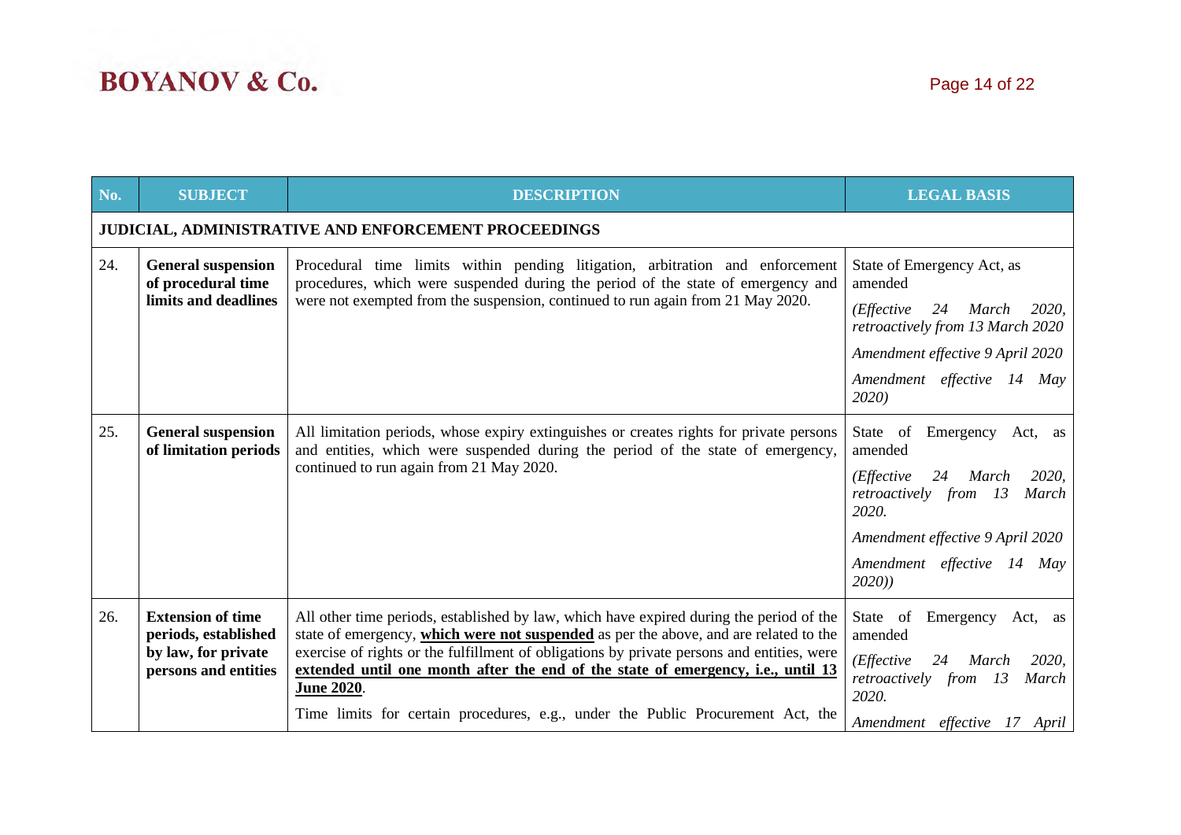| No. | SUBJECT | DESCRIPTION | LEGAL BASIS |
|---|---|---|---|
| **JUDICIAL, ADMINISTRATIVE AND ENFORCEMENT PROCEEDINGS** | | | |
| 24. | **General suspension of procedural time limits and deadlines** | Procedural time limits within pending litigation, arbitration and enforcement procedures, which were suspended during the period of the state of emergency and were not exempted from the suspension, continued to run again from 21 May 2020. | State of Emergency Act, as amended<br>*(Effective 24 March 2020, retroactively from 13 March 2020*<br>*Amendment effective 9 April 2020*<br>*Amendment effective 14 May 2020)* |
| 25. | **General suspension of limitation periods** | All limitation periods, whose expiry extinguishes or creates rights for private persons and entities, which were suspended during the period of the state of emergency, continued to run again from 21 May 2020. | State of Emergency Act, as amended<br>*(Effective 24 March 2020, retroactively from 13 March 2020.*<br>*Amendment effective 9 April 2020*<br>*Amendment effective 14 May 2020))* |
| 26. | **Extension of time periods, established by law, for private persons and entities** | All other time periods, established by law, which have expired during the period of the state of emergency, <ins>**which were not suspended**</ins> as per the above, and are related to the exercise of rights or the fulfillment of obligations by private persons and entities, were <ins>**extended until one month after the end of the state of emergency, i.e., until 13 June 2020**</ins>.<br>Time limits for certain procedures, e.g., under the Public Procurement Act, the | State of Emergency Act, as amended<br>*(Effective 24 March 2020, retroactively from 13 March 2020.*<br>*Amendment effective 17 April* |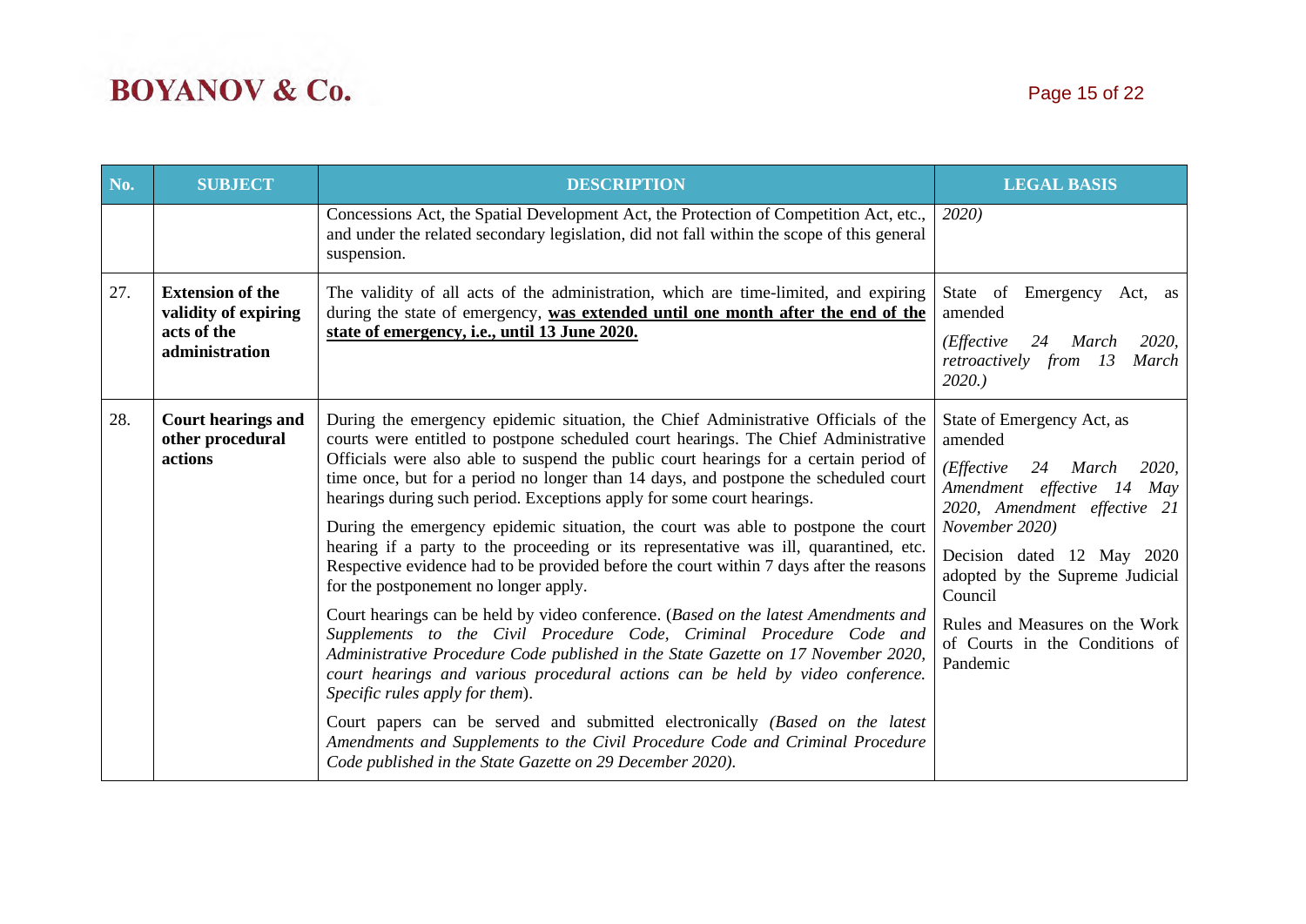| No. | SUBJECT | DESCRIPTION | LEGAL BASIS |
|---|---|---|---|
| | | Concessions Act, the Spatial Development Act, the Protection of Competition Act, etc., and under the related secondary legislation, did not fall within the scope of this general suspension. | *2020)* |
| 27. | **Extension of the validity of expiring acts of the administration** | The validity of all acts of the administration, which are time-limited, and expiring during the state of emergency, **was extended until one month after the end of the state of emergency, i.e., until 13 June 2020.** | State of Emergency Act, as amended<br>*(Effective 24 March 2020, retroactively from 13 March 2020.)* |
| 28. | **Court hearings and other procedural actions** | During the emergency epidemic situation, the Chief Administrative Officials of the courts were entitled to postpone scheduled court hearings. The Chief Administrative Officials were also able to suspend the public court hearings for a certain period of time once, but for a period no longer than 14 days, and postpone the scheduled court hearings during such period. Exceptions apply for some court hearings.<br>During the emergency epidemic situation, the court was able to postpone the court hearing if a party to the proceeding or its representative was ill, quarantined, etc. Respective evidence had to be provided before the court within 7 days after the reasons for the postponement no longer apply.<br>Court hearings can be held by video conference. (*Based on the latest Amendments and Supplements to the Civil Procedure Code, Criminal Procedure Code and Administrative Procedure Code published in the State Gazette on 17 November 2020, court hearings and various procedural actions can be held by video conference. Specific rules apply for them*).<br>Court papers can be served and submitted electronically *(Based on the latest Amendments and Supplements to the Civil Procedure Code and Criminal Procedure Code published in the State Gazette on 29 December 2020).* | State of Emergency Act, as amended<br>*(Effective 24 March 2020, Amendment effective 14 May 2020, Amendment effective 21 November 2020)*<br>Decision dated 12 May 2020 adopted by the Supreme Judicial Council<br>Rules and Measures on the Work of Courts in the Conditions of Pandemic |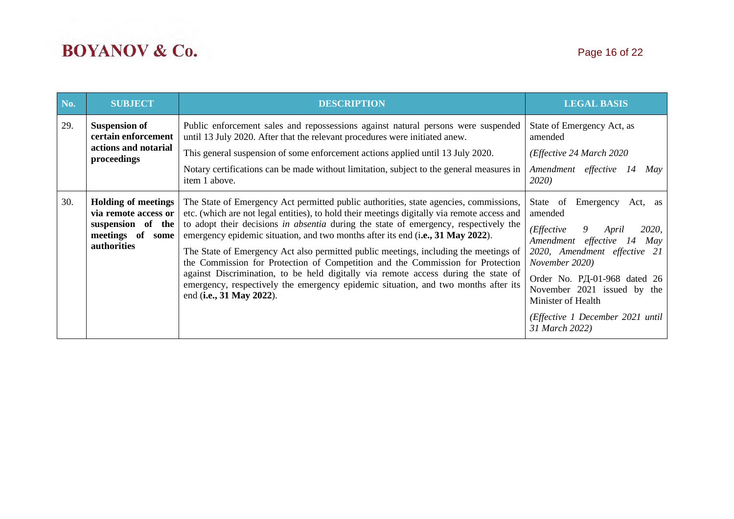| No. | SUBJECT | DESCRIPTION | LEGAL BASIS |
|---|---|---|---|
| 29. | **Suspension of certain enforcement actions and notarial proceedings** | Public enforcement sales and repossessions against natural persons were suspended until 13 July 2020. After that the relevant procedures were initiated anew.<br><br>This general suspension of some enforcement actions applied until 13 July 2020.<br><br>Notary certifications can be made without limitation, subject to the general measures in item 1 above. | State of Emergency Act, as amended<br><br>*(Effective 24 March 2020*<br><br>*Amendment effective 14 May 2020)* |
| 30. | **Holding of meetings via remote access or suspension of the meetings of some authorities** | The State of Emergency Act permitted public authorities, state agencies, commissions, etc. (which are not legal entities), to hold their meetings digitally via remote access and to adopt their decisions *in absentia* during the state of emergency, respectively the emergency epidemic situation, and two months after its end (i**.e., 31 May 2022**).<br><br>The State of Emergency Act also permitted public meetings, including the meetings of the Commission for Protection of Competition and the Commission for Protection against Discrimination, to be held digitally via remote access during the state of emergency, respectively the emergency epidemic situation, and two months after its end (**i.e., 31 May 2022**). | State of Emergency Act, as amended<br><br>*(Effective 9 April 2020, Amendment effective 14 May 2020, Amendment effective 21 November 2020)*<br><br>Order No. РД-01-968 dated 26 November 2021 issued by the Minister of Health<br><br>*(Effective 1 December 2021 until 31 March 2022)* |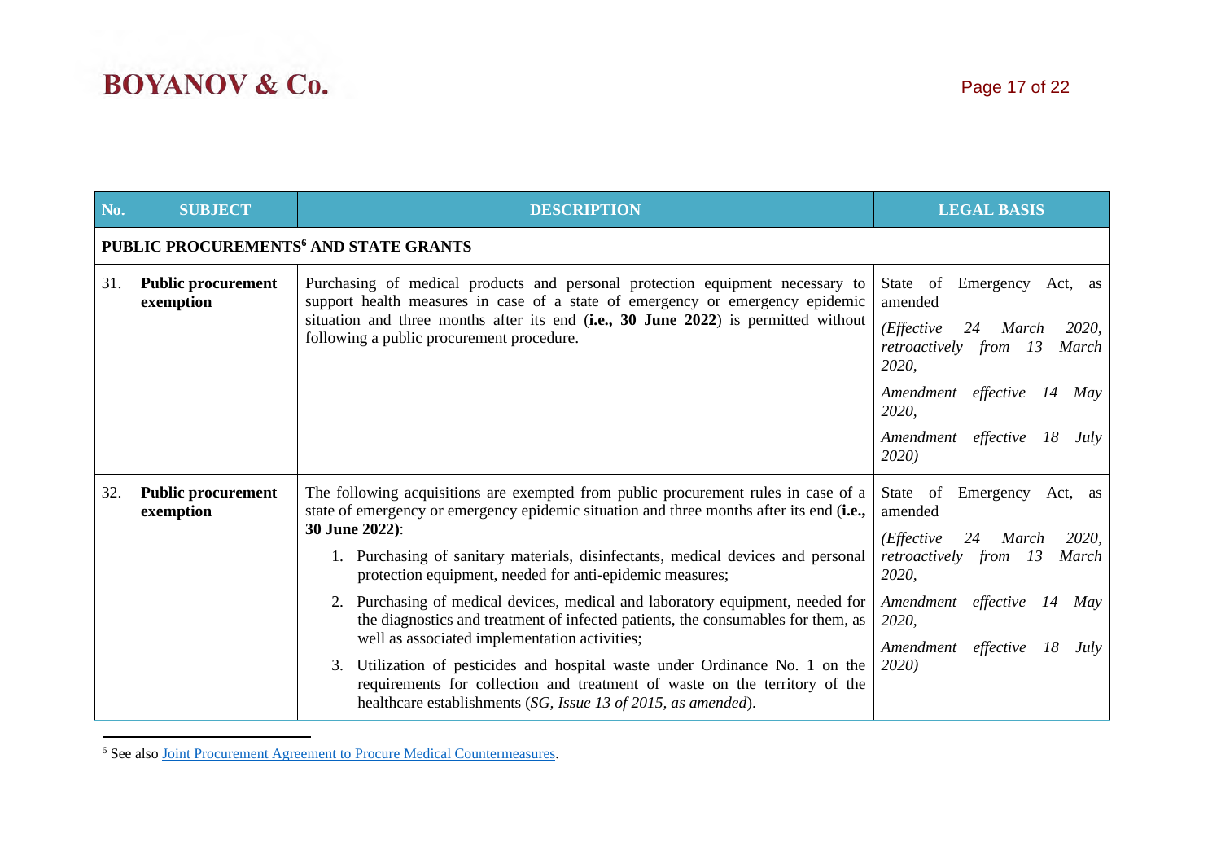| No. | SUBJECT | DESCRIPTION | LEGAL BASIS |
|---|---|---|---|
| **PUBLIC PROCUREMENTS[6] AND STATE GRANTS** | | | |
| 31. | **Public procurement exemption** | Purchasing of medical products and personal protection equipment necessary to support health measures in case of a state of emergency or emergency epidemic situation and three months after its end (**i.e., 30 June 2022**) is permitted without following a public procurement procedure. | State of Emergency Act, as amended<br>*(Effective 24 March 2020, retroactively from 13 March 2020,*<br>*Amendment effective 14 May 2020,*<br>*Amendment effective 18 July 2020)* |
| 32. | **Public procurement exemption** | The following acquisitions are exempted from public procurement rules in case of a state of emergency or emergency epidemic situation and three months after its end (**i.e., 30 June 2022)**:<br>1. Purchasing of sanitary materials, disinfectants, medical devices and personal protection equipment, needed for anti-epidemic measures;<br>2. Purchasing of medical devices, medical and laboratory equipment, needed for the diagnostics and treatment of infected patients, the consumables for them, as well as associated implementation activities;<br>3. Utilization of pesticides and hospital waste under Ordinance No. 1 on the requirements for collection and treatment of waste on the territory of the healthcare establishments (*SG, Issue 13 of 2015, as amended*). | State of Emergency Act, as amended<br>*(Effective 24 March 2020, retroactively from 13 March 2020,*<br>*Amendment effective 14 May 2020,*<br>*Amendment effective 18 July 2020)* |

[6] See also Joint Procurement Agreement to Procure Medical Countermeasures.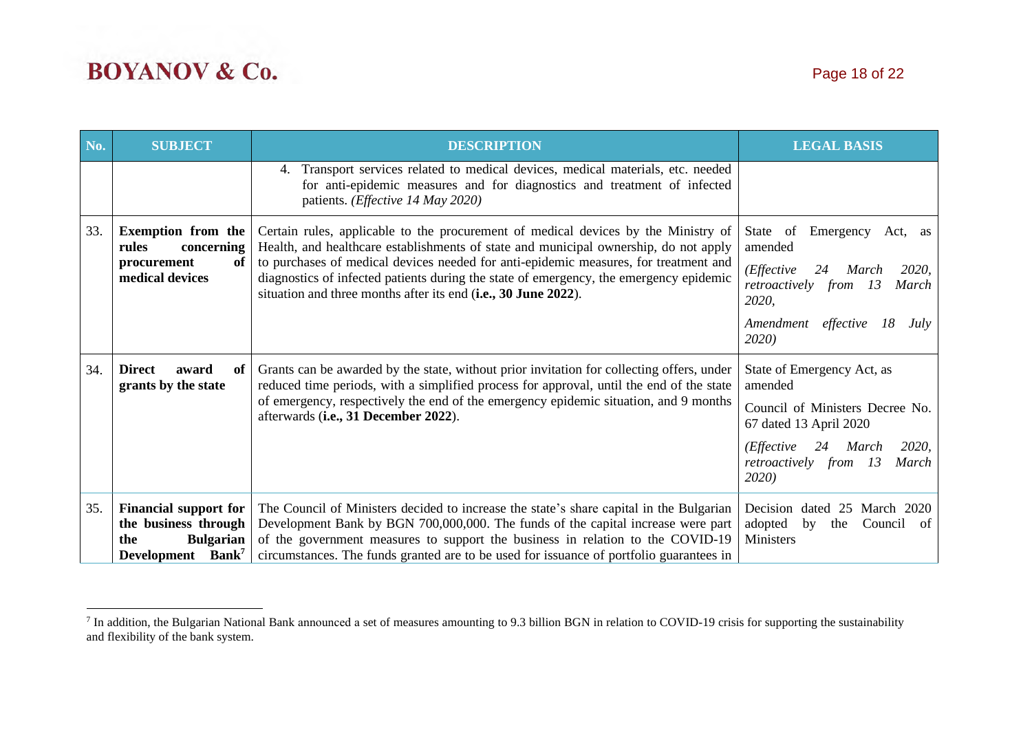| No. | SUBJECT | DESCRIPTION | LEGAL BASIS |
|---|---|---|---|
| | | 4. Transport services related to medical devices, medical materials, etc. needed for anti-epidemic measures and for diagnostics and treatment of infected patients. *(Effective 14 May 2020)* | |
| 33. | **Exemption from the rules concerning procurement of medical devices** | Certain rules, applicable to the procurement of medical devices by the Ministry of Health, and healthcare establishments of state and municipal ownership, do not apply to purchases of medical devices needed for anti-epidemic measures, for treatment and diagnostics of infected patients during the state of emergency, the emergency epidemic situation and three months after its end (**i.e., 30 June 2022**). | State of Emergency Act, as amended<br>*(Effective 24 March 2020, retroactively from 13 March 2020,*<br>*Amendment effective 18 July 2020)* |
| 34. | **Direct award of grants by the state** | Grants can be awarded by the state, without prior invitation for collecting offers, under reduced time periods, with a simplified process for approval, until the end of the state of emergency, respectively the end of the emergency epidemic situation, and 9 months afterwards (**i.e., 31 December 2022**). | State of Emergency Act, as amended<br>Council of Ministers Decree No. 67 dated 13 April 2020<br>*(Effective 24 March 2020, retroactively from 13 March 2020)* |
| 35. | **Financial support for the business through the Bulgarian Development Bank**[7] | The Council of Ministers decided to increase the state's share capital in the Bulgarian Development Bank by BGN 700,000,000. The funds of the capital increase were part of the government measures to support the business in relation to the COVID-19 circumstances. The funds granted are to be used for issuance of portfolio guarantees in | Decision dated 25 March 2020 adopted by the Council of Ministers |

[7] In addition, the Bulgarian National Bank announced a set of measures amounting to 9.3 billion BGN in relation to COVID-19 crisis for supporting the sustainability and flexibility of the bank system.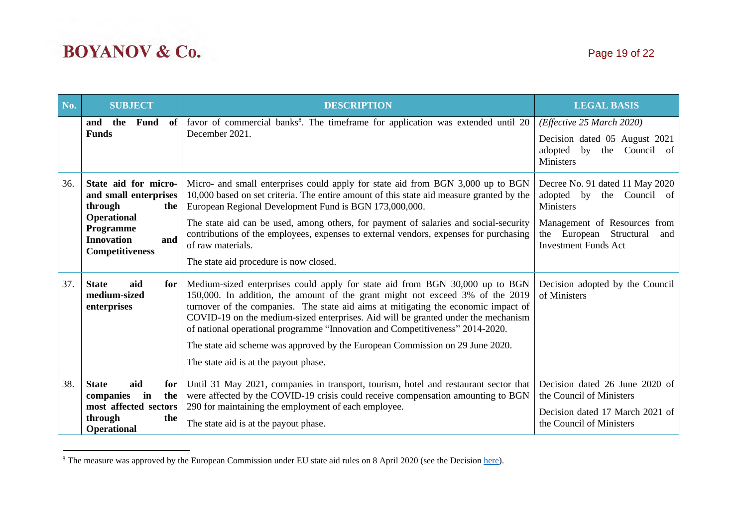| No. | SUBJECT | DESCRIPTION | LEGAL BASIS |
|---|---|---|---|
| | **and the Fund of Funds** | favor of commercial banks[8]. The timeframe for application was extended until 20 December 2021. | *(Effective 25 March 2020)*<br><br>Decision dated 05 August 2021 adopted by the Council of Ministers |
| 36. | **State aid for micro- and small enterprises through the Operational Programme Innovation and Competitiveness** | Micro- and small enterprises could apply for state aid from BGN 3,000 up to BGN 10,000 based on set criteria. The entire amount of this state aid measure granted by the European Regional Development Fund is BGN 173,000,000.<br><br>The state aid can be used, among others, for payment of salaries and social-security contributions of the employees, expenses to external vendors, expenses for purchasing of raw materials.<br><br>The state aid procedure is now closed. | Decree No. 91 dated 11 May 2020 adopted by the Council of Ministers<br><br>Management of Resources from the European Structural and Investment Funds Act |
| 37. | **State aid for medium-sized enterprises** | Medium-sized enterprises could apply for state aid from BGN 30,000 up to BGN 150,000. In addition, the amount of the grant might not exceed 3% of the 2019 turnover of the companies. The state aid aims at mitigating the economic impact of COVID-19 on the medium-sized enterprises. Aid will be granted under the mechanism of national operational programme "Innovation and Competitiveness" 2014-2020.<br><br>The state aid scheme was approved by the European Commission on 29 June 2020.<br><br>The state aid is at the payout phase. | Decision adopted by the Council of Ministers |
| 38. | **State aid for companies in the most affected sectors through the Operational** | Until 31 May 2021, companies in transport, tourism, hotel and restaurant sector that were affected by the COVID-19 crisis could receive compensation amounting to BGN 290 for maintaining the employment of each employee.<br><br>The state aid is at the payout phase. | Decision dated 26 June 2020 of the Council of Ministers<br><br>Decision dated 17 March 2021 of the Council of Ministers |

[8] The measure was approved by the European Commission under EU state aid rules on 8 April 2020 (see the Decision here).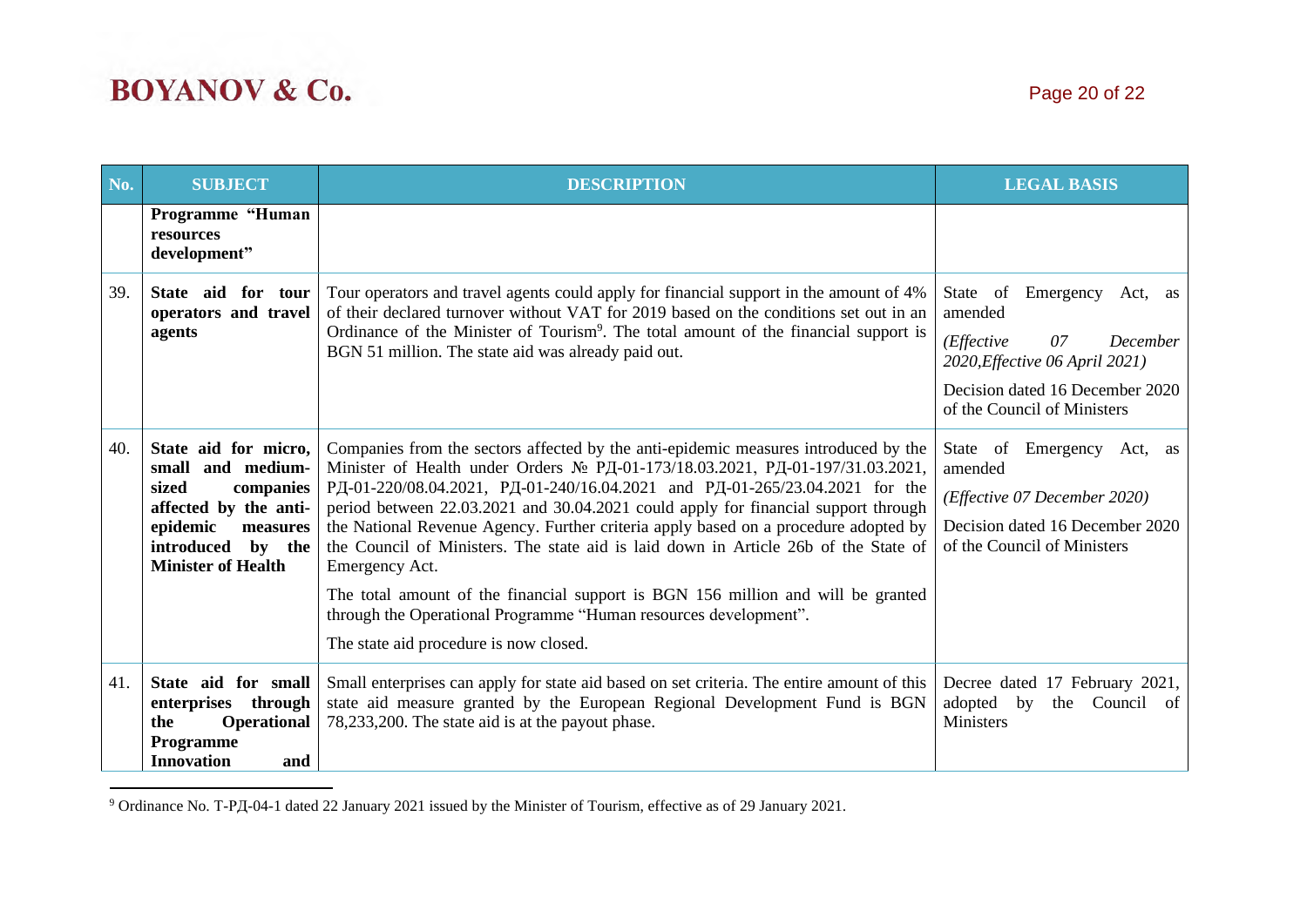| No. | SUBJECT | DESCRIPTION | LEGAL BASIS |
|---|---|---|---|
| | **Programme "Human resources development"** | | |
| 39. | **State aid for tour operators and travel agents** | Tour operators and travel agents could apply for financial support in the amount of 4% of their declared turnover without VAT for 2019 based on the conditions set out in an Ordinance of the Minister of Tourism[9]. The total amount of the financial support is BGN 51 million. The state aid was already paid out. | State of Emergency Act, as amended<br>*(Effective 07 December 2020,Effective 06 April 2021)*<br>Decision dated 16 December 2020 of the Council of Ministers |
| 40. | **State aid for micro, small and medium-sized companies affected by the anti-epidemic measures introduced by the Minister of Health** | Companies from the sectors affected by the anti-epidemic measures introduced by the Minister of Health under Orders № РД-01-173/18.03.2021, РД-01-197/31.03.2021, РД-01-220/08.04.2021, РД-01-240/16.04.2021 and РД-01-265/23.04.2021 for the period between 22.03.2021 and 30.04.2021 could apply for financial support through the National Revenue Agency. Further criteria apply based on a procedure adopted by the Council of Ministers. The state aid is laid down in Article 26b of the State of Emergency Act.<br>The total amount of the financial support is BGN 156 million and will be granted through the Operational Programme "Human resources development".<br>The state aid procedure is now closed. | State of Emergency Act, as amended<br>*(Effective 07 December 2020)*<br>Decision dated 16 December 2020 of the Council of Ministers |
| 41. | **State aid for small enterprises through the Operational Programme Innovation and** | Small enterprises can apply for state aid based on set criteria. The entire amount of this state aid measure granted by the European Regional Development Fund is BGN 78,233,200. The state aid is at the payout phase. | Decree dated 17 February 2021, adopted by the Council of Ministers |

[9] Ordinance No. Т-РД-04-1 dated 22 January 2021 issued by the Minister of Tourism, effective as of 29 January 2021.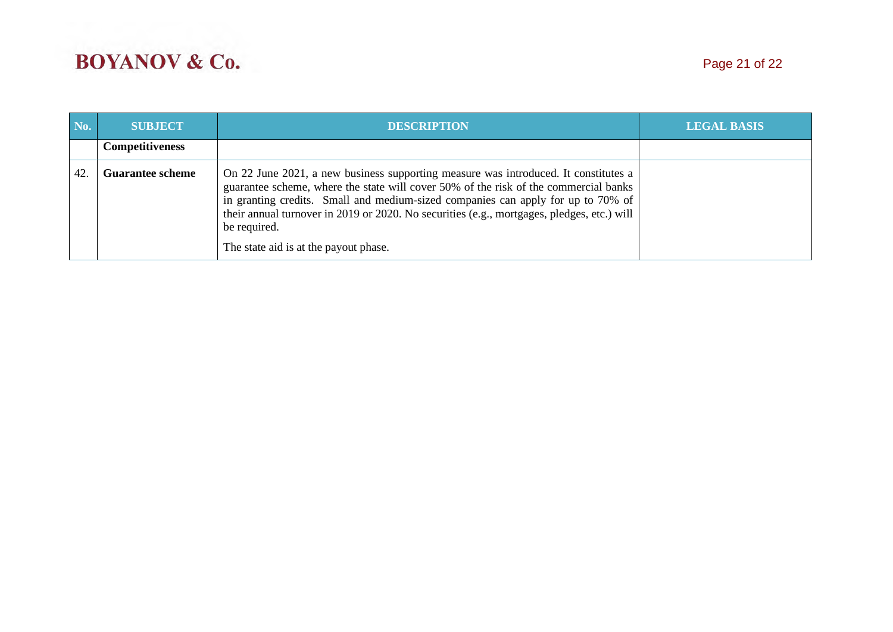| No. | SUBJECT | DESCRIPTION | LEGAL BASIS |
|---|---|---|---|
| | **Competitiveness** | | |
| 42. | **Guarantee scheme** | On 22 June 2021, a new business supporting measure was introduced. It constitutes a guarantee scheme, where the state will cover 50% of the risk of the commercial banks in granting credits. Small and medium-sized companies can apply for up to 70% of their annual turnover in 2019 or 2020. No securities (e.g., mortgages, pledges, etc.) will be required.<br><br>The state aid is at the payout phase. | |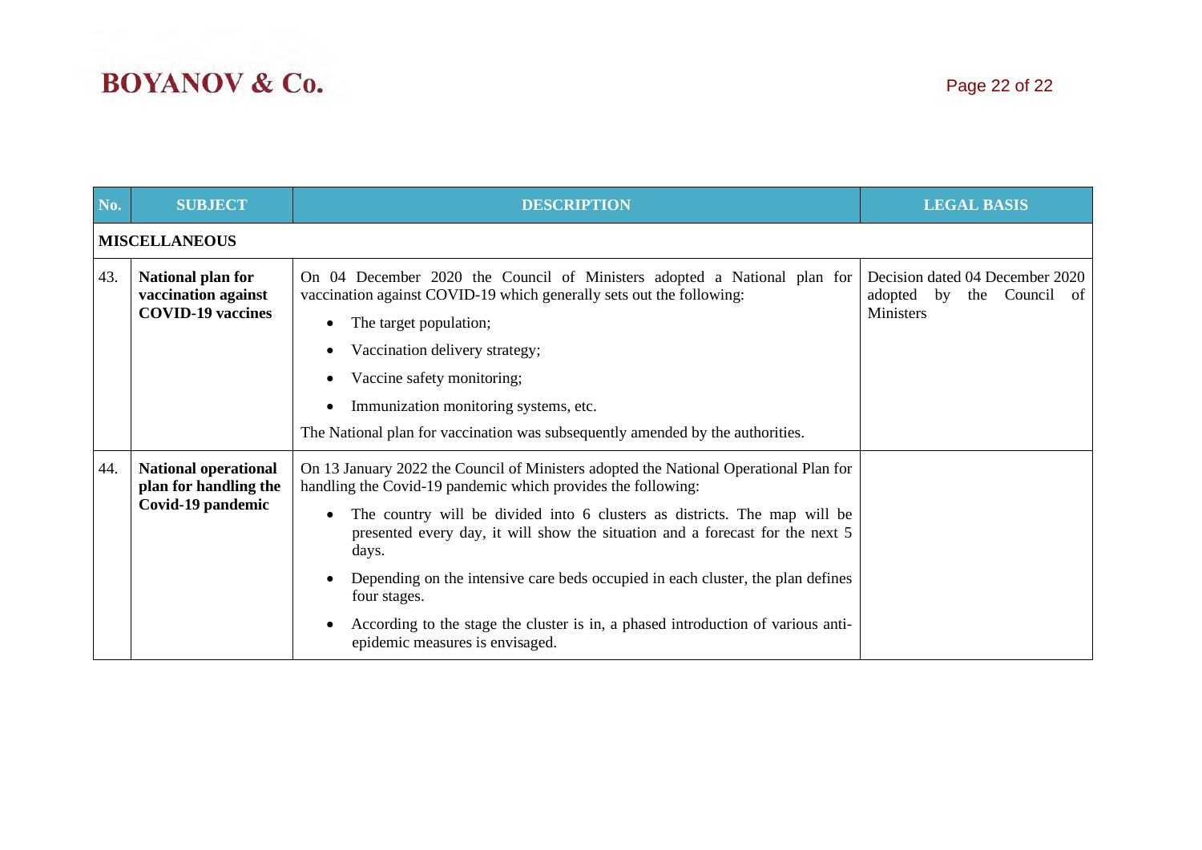| No. | SUBJECT | DESCRIPTION | LEGAL BASIS |
|---|---|---|---|
| **MISCELLANEOUS** | | | |
| 43. | **National plan for vaccination against COVID-19 vaccines** | On 04 December 2020 the Council of Ministers adopted a National plan for vaccination against COVID-19 which generally sets out the following:<br>• The target population;<br>• Vaccination delivery strategy;<br>• Vaccine safety monitoring;<br>• Immunization monitoring systems, etc.<br>The National plan for vaccination was subsequently amended by the authorities. | Decision dated 04 December 2020 adopted by the Council of Ministers |
| 44. | **National operational plan for handling the Covid-19 pandemic** | On 13 January 2022 the Council of Ministers adopted the National Operational Plan for handling the Covid-19 pandemic which provides the following:<br>• The country will be divided into 6 clusters as districts. The map will be presented every day, it will show the situation and a forecast for the next 5 days.<br>• Depending on the intensive care beds occupied in each cluster, the plan defines four stages.<br>• According to the stage the cluster is in, a phased introduction of various anti-epidemic measures is envisaged. | |